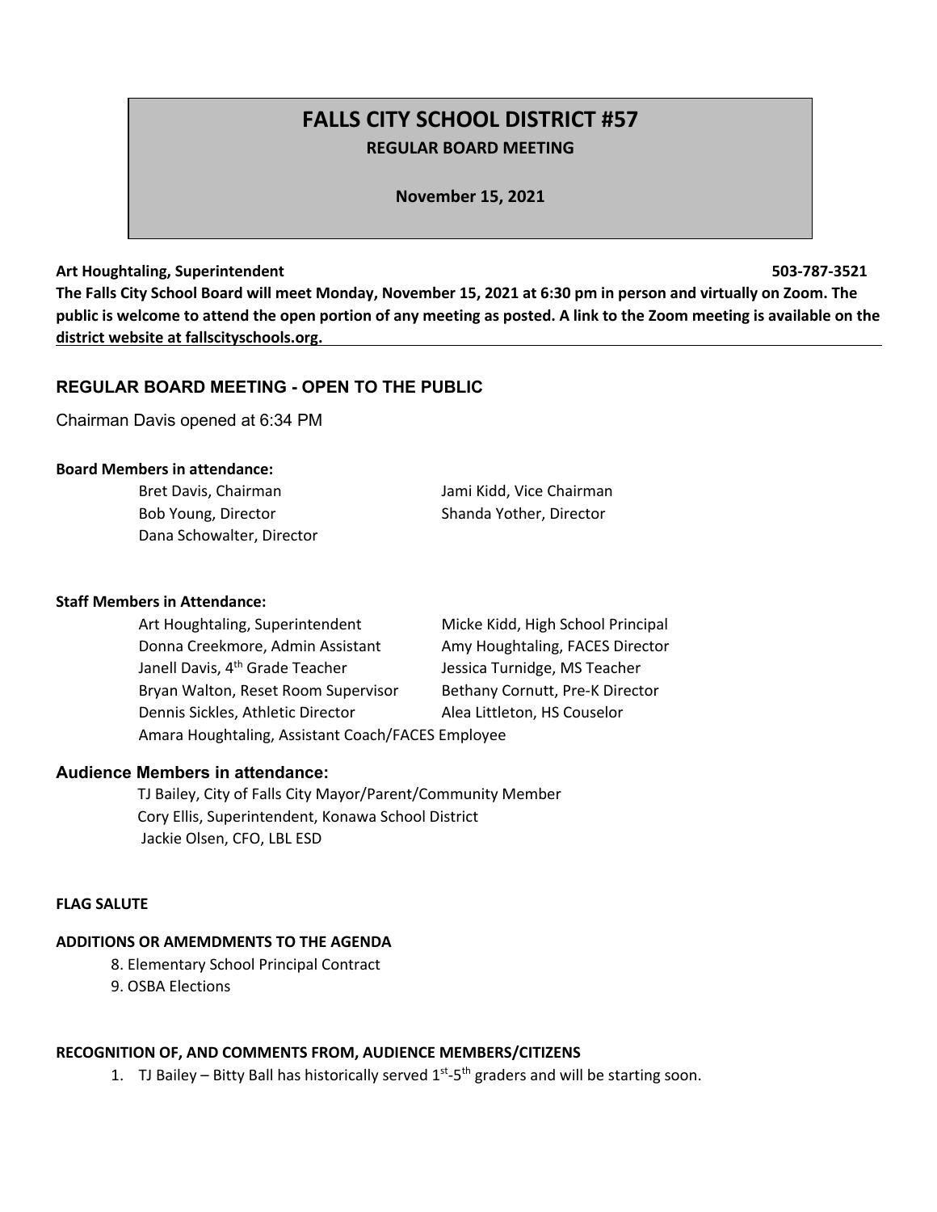# FALLS CITY SCHOOL DISTRICT #57

**REGULAR BOARD MEETING**

**November 15, 2021**

**Art Houghtaling, Superintendent 503-787-3521**

**The Falls City School Board will meet Monday, November 15, 2021 at 6:30 pm in person and virtually on Zoom. The public is welcome to attend the open portion of any meeting as posted. A link to the Zoom meeting is available on the district website at fallscityschools.org.**

## REGULAR BOARD MEETING - OPEN TO THE PUBLIC

Chairman Davis opened at 6:34 PM

**Board Members in attendance:**

Bret Davis, Chairman
Jami Kidd, Vice Chairman
Bob Young, Director
Shanda Yother, Director
Dana Schowalter, Director

**Staff Members in Attendance:**

Art Houghtaling, Superintendent
Micke Kidd, High School Principal
Donna Creekmore, Admin Assistant
Amy Houghtaling, FACES Director
Janell Davis, 4th Grade Teacher
Jessica Turnidge, MS Teacher
Bryan Walton, Reset Room Supervisor
Bethany Cornutt, Pre-K Director
Dennis Sickles, Athletic Director
Alea Littleton, HS Couselor
Amara Houghtaling, Assistant Coach/FACES Employee

**Audience Members in attendance:**

TJ Bailey, City of Falls City Mayor/Parent/Community Member
Cory Ellis, Superintendent, Konawa School District
Jackie Olsen, CFO, LBL ESD

**FLAG SALUTE**

**ADDITIONS OR AMEMDMENTS TO THE AGENDA**

8. Elementary School Principal Contract
9. OSBA Elections

**RECOGNITION OF, AND COMMENTS FROM, AUDIENCE MEMBERS/CITIZENS**

1. TJ Bailey – Bitty Ball has historically served 1st-5th graders and will be starting soon.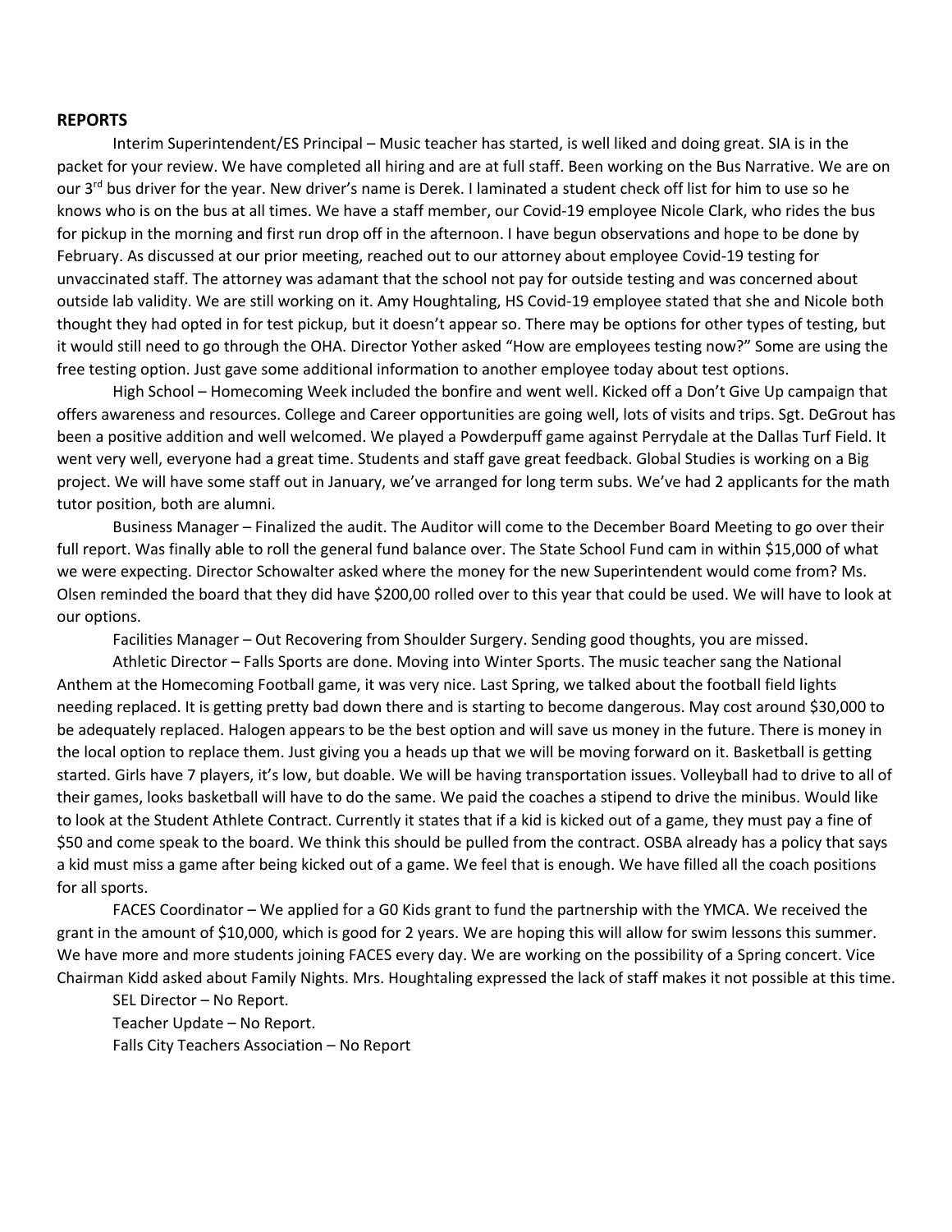**REPORTS**

Interim Superintendent/ES Principal – Music teacher has started, is well liked and doing great. SIA is in the packet for your review. We have completed all hiring and are at full staff. Been working on the Bus Narrative. We are on our 3rd bus driver for the year. New driver's name is Derek. I laminated a student check off list for him to use so he knows who is on the bus at all times. We have a staff member, our Covid-19 employee Nicole Clark, who rides the bus for pickup in the morning and first run drop off in the afternoon. I have begun observations and hope to be done by February. As discussed at our prior meeting, reached out to our attorney about employee Covid-19 testing for unvaccinated staff. The attorney was adamant that the school not pay for outside testing and was concerned about outside lab validity. We are still working on it. Amy Houghtaling, HS Covid-19 employee stated that she and Nicole both thought they had opted in for test pickup, but it doesn't appear so. There may be options for other types of testing, but it would still need to go through the OHA. Director Yother asked "How are employees testing now?" Some are using the free testing option. Just gave some additional information to another employee today about test options.

High School – Homecoming Week included the bonfire and went well. Kicked off a Don't Give Up campaign that offers awareness and resources. College and Career opportunities are going well, lots of visits and trips. Sgt. DeGrout has been a positive addition and well welcomed. We played a Powderpuff game against Perrydale at the Dallas Turf Field. It went very well, everyone had a great time. Students and staff gave great feedback. Global Studies is working on a Big project. We will have some staff out in January, we've arranged for long term subs. We've had 2 applicants for the math tutor position, both are alumni.

Business Manager – Finalized the audit. The Auditor will come to the December Board Meeting to go over their full report. Was finally able to roll the general fund balance over. The State School Fund cam in within $15,000 of what we were expecting. Director Schowalter asked where the money for the new Superintendent would come from? Ms. Olsen reminded the board that they did have $200,00 rolled over to this year that could be used. We will have to look at our options.

Facilities Manager – Out Recovering from Shoulder Surgery. Sending good thoughts, you are missed.

Athletic Director – Falls Sports are done. Moving into Winter Sports. The music teacher sang the National Anthem at the Homecoming Football game, it was very nice. Last Spring, we talked about the football field lights needing replaced. It is getting pretty bad down there and is starting to become dangerous. May cost around $30,000 to be adequately replaced. Halogen appears to be the best option and will save us money in the future. There is money in the local option to replace them. Just giving you a heads up that we will be moving forward on it. Basketball is getting started. Girls have 7 players, it's low, but doable. We will be having transportation issues. Volleyball had to drive to all of their games, looks basketball will have to do the same. We paid the coaches a stipend to drive the minibus. Would like to look at the Student Athlete Contract. Currently it states that if a kid is kicked out of a game, they must pay a fine of $50 and come speak to the board. We think this should be pulled from the contract. OSBA already has a policy that says a kid must miss a game after being kicked out of a game. We feel that is enough. We have filled all the coach positions for all sports.

FACES Coordinator – We applied for a G0 Kids grant to fund the partnership with the YMCA. We received the grant in the amount of $10,000, which is good for 2 years. We are hoping this will allow for swim lessons this summer. We have more and more students joining FACES every day. We are working on the possibility of a Spring concert. Vice Chairman Kidd asked about Family Nights. Mrs. Houghtaling expressed the lack of staff makes it not possible at this time.

SEL Director – No Report.

Teacher Update – No Report.

Falls City Teachers Association – No Report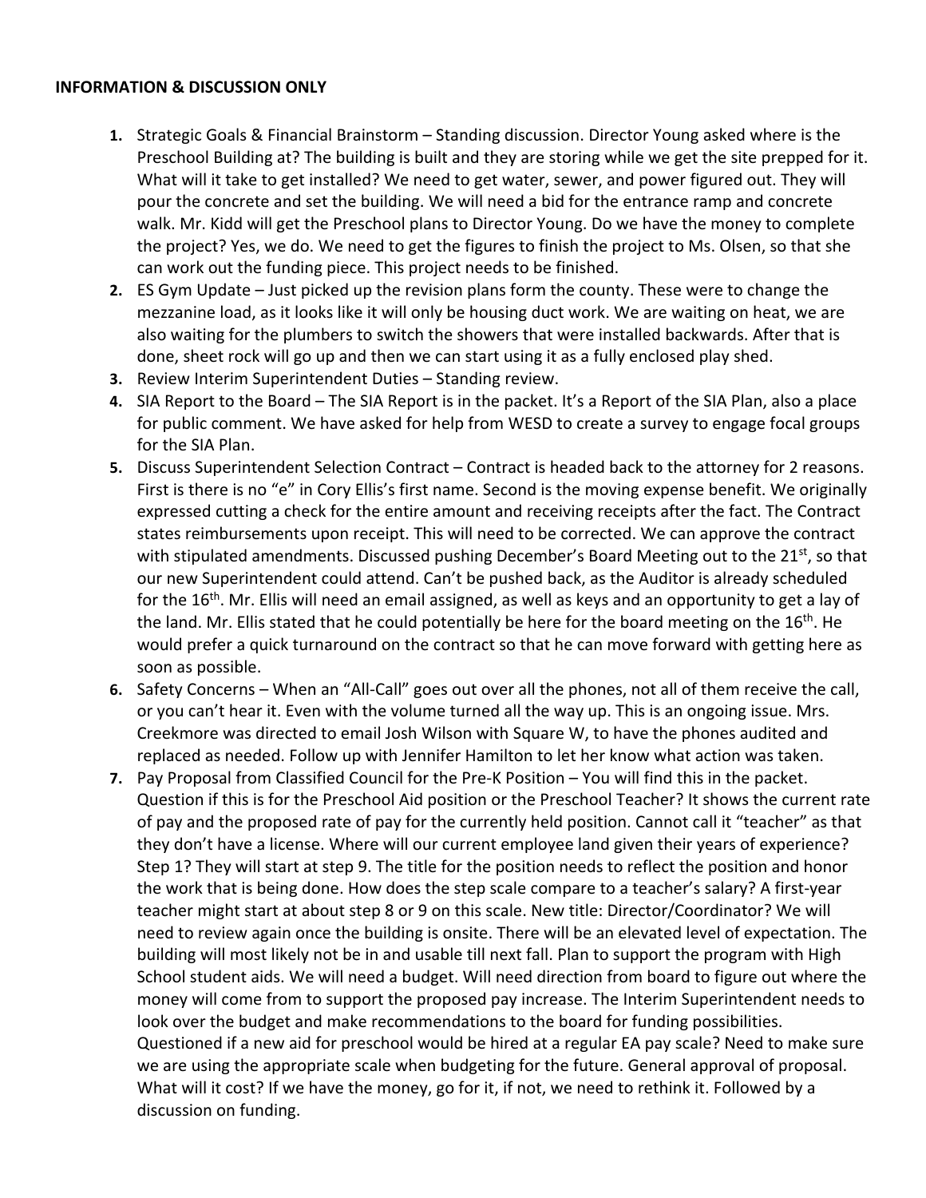**INFORMATION & DISCUSSION ONLY**

1. Strategic Goals & Financial Brainstorm – Standing discussion. Director Young asked where is the Preschool Building at? The building is built and they are storing while we get the site prepped for it. What will it take to get installed? We need to get water, sewer, and power figured out. They will pour the concrete and set the building. We will need a bid for the entrance ramp and concrete walk. Mr. Kidd will get the Preschool plans to Director Young. Do we have the money to complete the project? Yes, we do. We need to get the figures to finish the project to Ms. Olsen, so that she can work out the funding piece. This project needs to be finished.
2. ES Gym Update – Just picked up the revision plans form the county. These were to change the mezzanine load, as it looks like it will only be housing duct work. We are waiting on heat, we are also waiting for the plumbers to switch the showers that were installed backwards. After that is done, sheet rock will go up and then we can start using it as a fully enclosed play shed.
3. Review Interim Superintendent Duties – Standing review.
4. SIA Report to the Board – The SIA Report is in the packet. It's a Report of the SIA Plan, also a place for public comment. We have asked for help from WESD to create a survey to engage focal groups for the SIA Plan.
5. Discuss Superintendent Selection Contract – Contract is headed back to the attorney for 2 reasons. First is there is no "e" in Cory Ellis's first name. Second is the moving expense benefit. We originally expressed cutting a check for the entire amount and receiving receipts after the fact. The Contract states reimbursements upon receipt. This will need to be corrected. We can approve the contract with stipulated amendments. Discussed pushing December's Board Meeting out to the 21st, so that our new Superintendent could attend. Can't be pushed back, as the Auditor is already scheduled for the 16th. Mr. Ellis will need an email assigned, as well as keys and an opportunity to get a lay of the land. Mr. Ellis stated that he could potentially be here for the board meeting on the 16th. He would prefer a quick turnaround on the contract so that he can move forward with getting here as soon as possible.
6. Safety Concerns – When an "All-Call" goes out over all the phones, not all of them receive the call, or you can't hear it. Even with the volume turned all the way up. This is an ongoing issue. Mrs. Creekmore was directed to email Josh Wilson with Square W, to have the phones audited and replaced as needed. Follow up with Jennifer Hamilton to let her know what action was taken.
7. Pay Proposal from Classified Council for the Pre-K Position – You will find this in the packet. Question if this is for the Preschool Aid position or the Preschool Teacher? It shows the current rate of pay and the proposed rate of pay for the currently held position. Cannot call it "teacher" as that they don't have a license. Where will our current employee land given their years of experience? Step 1? They will start at step 9. The title for the position needs to reflect the position and honor the work that is being done. How does the step scale compare to a teacher's salary? A first-year teacher might start at about step 8 or 9 on this scale. New title: Director/Coordinator? We will need to review again once the building is onsite. There will be an elevated level of expectation. The building will most likely not be in and usable till next fall. Plan to support the program with High School student aids. We will need a budget. Will need direction from board to figure out where the money will come from to support the proposed pay increase. The Interim Superintendent needs to look over the budget and make recommendations to the board for funding possibilities. Questioned if a new aid for preschool would be hired at a regular EA pay scale? Need to make sure we are using the appropriate scale when budgeting for the future. General approval of proposal. What will it cost? If we have the money, go for it, if not, we need to rethink it. Followed by a discussion on funding.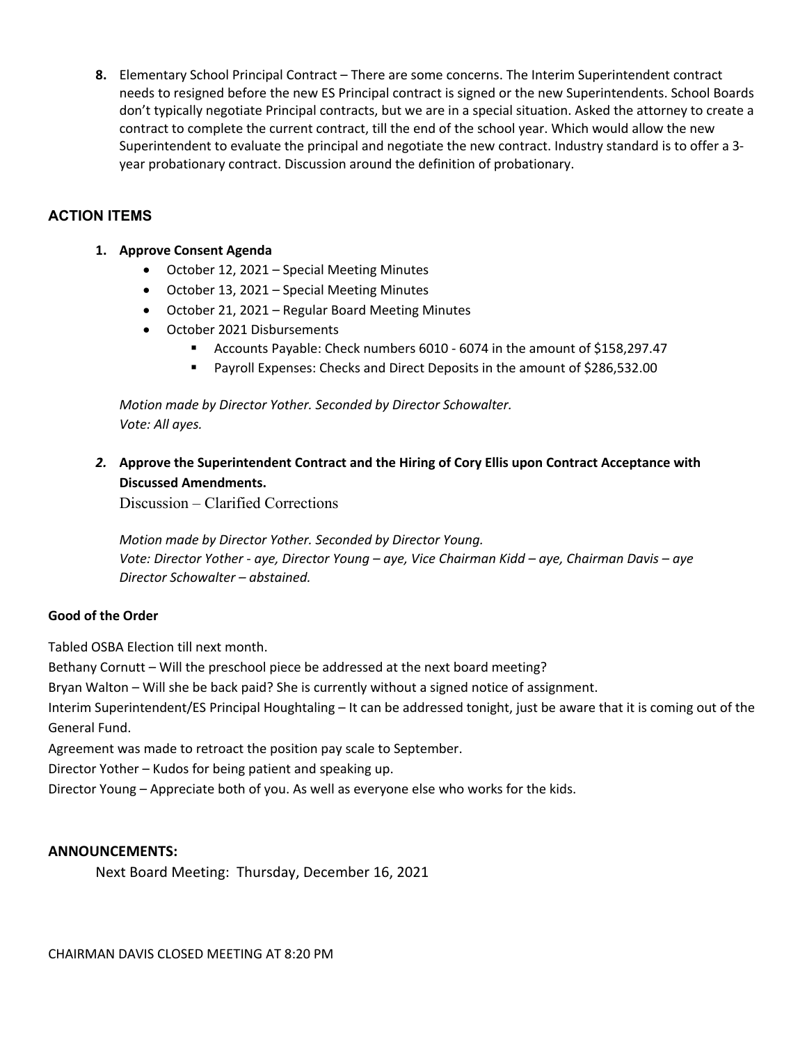8. Elementary School Principal Contract – There are some concerns. The Interim Superintendent contract needs to resigned before the new ES Principal contract is signed or the new Superintendents. School Boards don't typically negotiate Principal contracts, but we are in a special situation. Asked the attorney to create a contract to complete the current contract, till the end of the school year. Which would allow the new Superintendent to evaluate the principal and negotiate the new contract. Industry standard is to offer a 3-year probationary contract. Discussion around the definition of probationary.

## ACTION ITEMS

1. **Approve Consent Agenda**
   - October 12, 2021 – Special Meeting Minutes
   - October 13, 2021 – Special Meeting Minutes
   - October 21, 2021 – Regular Board Meeting Minutes
   - October 2021 Disbursements
     - Accounts Payable: Check numbers 6010 - 6074 in the amount of $158,297.47
     - Payroll Expenses: Checks and Direct Deposits in the amount of $286,532.00

   *Motion made by Director Yother. Seconded by Director Schowalter.*
   *Vote: All ayes.*

2. **Approve the Superintendent Contract and the Hiring of Cory Ellis upon Contract Acceptance with Discussed Amendments.**
   Discussion – Clarified Corrections

   *Motion made by Director Yother. Seconded by Director Young.*
   *Vote: Director Yother - aye, Director Young – aye, Vice Chairman Kidd – aye, Chairman Davis – aye Director Schowalter – abstained.*

**Good of the Order**

Tabled OSBA Election till next month.

Bethany Cornutt – Will the preschool piece be addressed at the next board meeting?

Bryan Walton – Will she be back paid? She is currently without a signed notice of assignment.

Interim Superintendent/ES Principal Houghtaling – It can be addressed tonight, just be aware that it is coming out of the General Fund.

Agreement was made to retroact the position pay scale to September.

Director Yother – Kudos for being patient and speaking up.

Director Young – Appreciate both of you. As well as everyone else who works for the kids.

## ANNOUNCEMENTS:

Next Board Meeting: Thursday, December 16, 2021

CHAIRMAN DAVIS CLOSED MEETING AT 8:20 PM